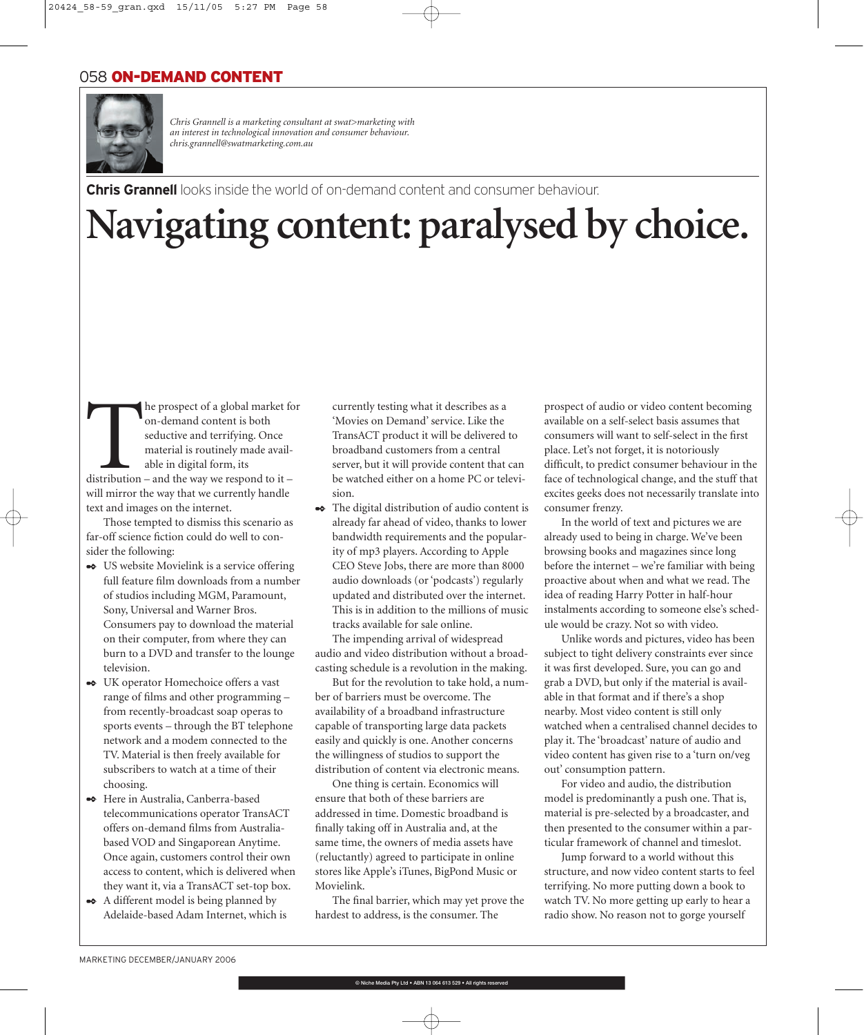## ON-DEMAND CONTENT

*Chris Grannell is a marketing consultant at swat>marketing with an interest in technological innovation and consumer behaviour. chris.grannell@swatmarketing.com.au*

**Chris Grannell** looks inside the world of on-demand content and consumer behaviour.

# Navigating content: paralysed by choice.

The prospect of a global market for on-demand content is both seductive and terrifying. Once material is routinely made available in digital form, its distribution – and the way we respond to it – will mirror the way that we currently handle text and images on the internet.

Those tempted to dismiss this scenario as far-off science fiction could do well to consider the following:

- US website Movielink is a service offering full feature film downloads from a number of studios including MGM, Paramount, Sony, Universal and Warner Bros. Consumers pay to download the material on their computer, from where they can burn to a DVD and transfer to the lounge television.
- UK operator Homechoice offers a vast range of films and other programming – from recently-broadcast soap operas to sports events – through the BT telephone network and a modem connected to the TV. Material is then freely available for subscribers to watch at a time of their choosing.
- Here in Australia, Canberra-based telecommunications operator TransACT offers on-demand films from Australia-based VOD and Singaporean Anytime. Once again, customers control their own access to content, which is delivered when they want it, via a TransACT set-top box.
- A different model is being planned by Adelaide-based Adam Internet, which is currently testing what it describes as a 'Movies on Demand' service. Like the TransACT product it will be delivered to broadband customers from a central server, but it will provide content that can be watched either on a home PC or television.
- The digital distribution of audio content is already far ahead of video, thanks to lower bandwidth requirements and the popularity of mp3 players. According to Apple CEO Steve Jobs, there are more than 8000 audio downloads (or 'podcasts') regularly updated and distributed over the internet. This is in addition to the millions of music tracks available for sale online.

The impending arrival of widespread audio and video distribution without a broadcasting schedule is a revolution in the making.

But for the revolution to take hold, a number of barriers must be overcome. The availability of a broadband infrastructure capable of transporting large data packets easily and quickly is one. Another concerns the willingness of studios to support the distribution of content via electronic means.

One thing is certain. Economics will ensure that both of these barriers are addressed in time. Domestic broadband is finally taking off in Australia and, at the same time, the owners of media assets have (reluctantly) agreed to participate in online stores like Apple's iTunes, BigPond Music or Movielink.

The final barrier, which may yet prove the hardest to address, is the consumer. The prospect of audio or video content becoming available on a self-select basis assumes that consumers will want to self-select in the first place. Let's not forget, it is notoriously difficult, to predict consumer behaviour in the face of technological change, and the stuff that excites geeks does not necessarily translate into consumer frenzy.

In the world of text and pictures we are already used to being in charge. We've been browsing books and magazines since long before the internet – we're familiar with being proactive about when and what we read. The idea of reading Harry Potter in half-hour instalments according to someone else's schedule would be crazy. Not so with video.

Unlike words and pictures, video has been subject to tight delivery constraints ever since it was first developed. Sure, you can go and grab a DVD, but only if the material is available in that format and if there's a shop nearby. Most video content is still only watched when a centralised channel decides to play it. The 'broadcast' nature of audio and video content has given rise to a 'turn on/veg out' consumption pattern.

For video and audio, the distribution model is predominantly a push one. That is, material is pre-selected by a broadcaster, and then presented to the consumer within a particular framework of channel and timeslot.

Jump forward to a world without this structure, and now video content starts to feel terrifying. No more putting down a book to watch TV. No more getting up early to hear a radio show. No reason not to gorge yourself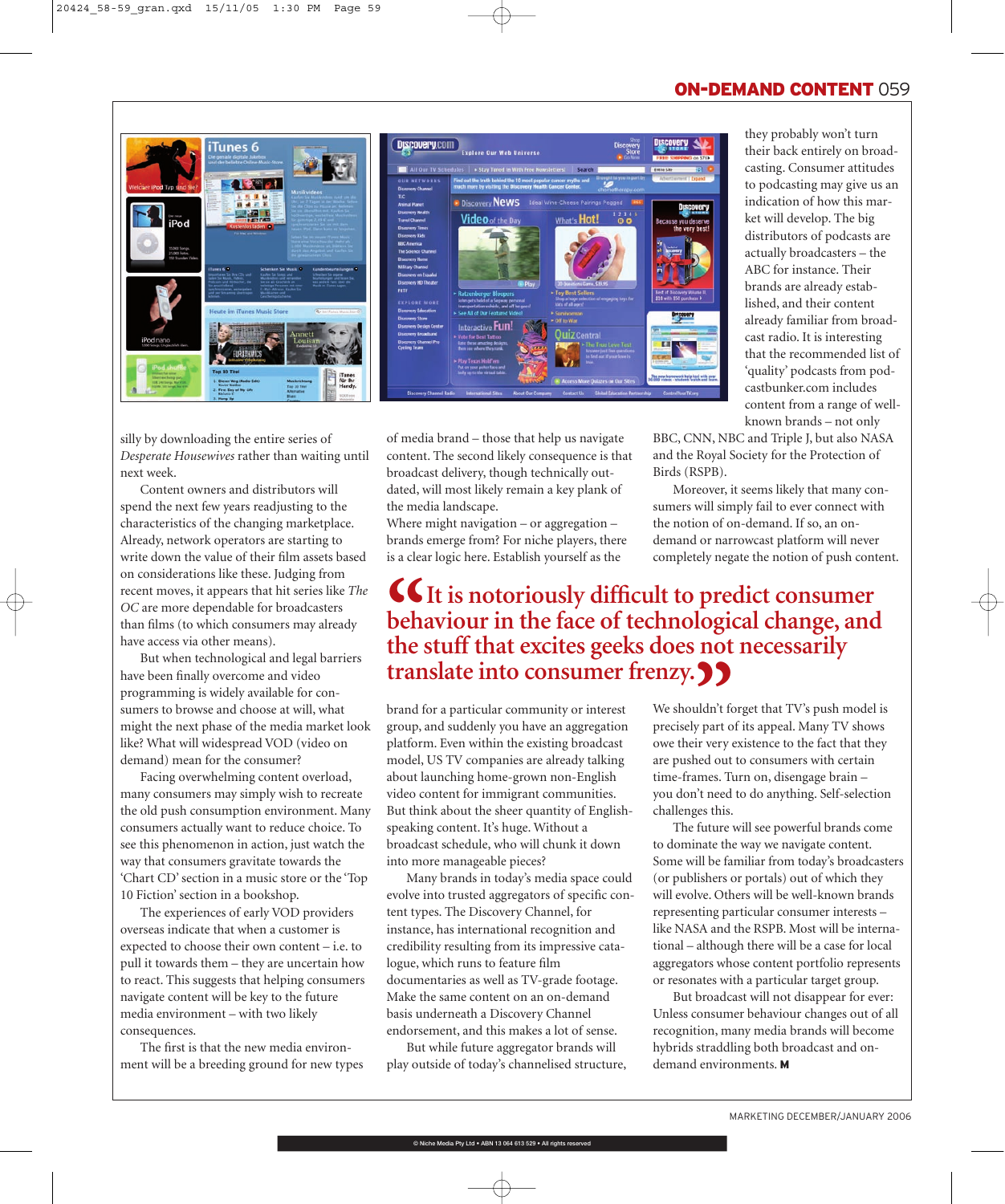they probably won't turn their back entirely on broadcasting. Consumer attitudes to podcasting may give us an indication of how this market will develop. The big distributors of podcasts are actually broadcasters – the ABC for instance. Their brands are already established, and their content already familiar from broadcast radio. It is interesting that the recommended list of 'quality' podcasts from podcastbunker.com includes content from a range of well-known brands – not only BBC, CNN, NBC and Triple J, but also NASA and the Royal Society for the Protection of Birds (RSPB).

Moreover, it seems likely that many consumers will simply fail to ever connect with the notion of on-demand. If so, an on-demand or narrowcast platform will never completely negate the notion of push content.

silly by downloading the entire series of *Desperate Housewives* rather than waiting until next week.

Content owners and distributors will spend the next few years readjusting to the characteristics of the changing marketplace. Already, network operators are starting to write down the value of their film assets based on considerations like these. Judging from recent moves, it appears that hit series like *The OC* are more dependable for broadcasters than films (to which consumers may already have access via other means).

But when technological and legal barriers have been finally overcome and video programming is widely available for consumers to browse and choose at will, what might the next phase of the media market look like? What will widespread VOD (video on demand) mean for the consumer?

Facing overwhelming content overload, many consumers may simply wish to recreate the old push consumption environment. Many consumers actually want to reduce choice. To see this phenomenon in action, just watch the way that consumers gravitate towards the 'Chart CD' section in a music store or the 'Top 10 Fiction' section in a bookshop.

The experiences of early VOD providers overseas indicate that when a customer is expected to choose their own content – i.e. to pull it towards them – they are uncertain how to react. This suggests that helping consumers navigate content will be key to the future media environment – with two likely consequences.

The first is that the new media environment will be a breeding ground for new types of media brand – those that help us navigate content. The second likely consequence is that broadcast delivery, though technically outdated, will most likely remain a key plank of the media landscape.

Where might navigation – or aggregation – brands emerge from? For niche players, there is a clear logic here. Establish yourself as the brand for a particular community or interest group, and suddenly you have an aggregation platform. Even within the existing broadcast model, US TV companies are already talking about launching home-grown non-English video content for immigrant communities. But think about the sheer quantity of English-speaking content. It's huge. Without a broadcast schedule, who will chunk it down into more manageable pieces?

**"It is notoriously difficult to predict consumer behaviour in the face of technological change, and the stuff that excites geeks does not necessarily translate into consumer frenzy."**

Many brands in today's media space could evolve into trusted aggregators of specific content types. The Discovery Channel, for instance, has international recognition and credibility resulting from its impressive catalogue, which runs to feature film documentaries as well as TV-grade footage. Make the same content on an on-demand basis underneath a Discovery Channel endorsement, and this makes a lot of sense.

But while future aggregator brands will play outside of today's channelised structure, we shouldn't forget that TV's push model is precisely part of its appeal. Many TV shows owe their very existence to the fact that they are pushed out to consumers with certain time-frames. Turn on, disengage brain – you don't need to do anything. Self-selection challenges this.

The future will see powerful brands come to dominate the way we navigate content. Some will be familiar from today's broadcasters (or publishers or portals) out of which they will evolve. Others will be well-known brands representing particular consumer interests – like NASA and the RSPB. Most will be international – although there will be a case for local aggregators whose content portfolio represents or resonates with a particular target group.

But broadcast will not disappear for ever: Unless consumer behaviour changes out of all recognition, many media brands will become hybrids straddling both broadcast and on-demand environments. **M**